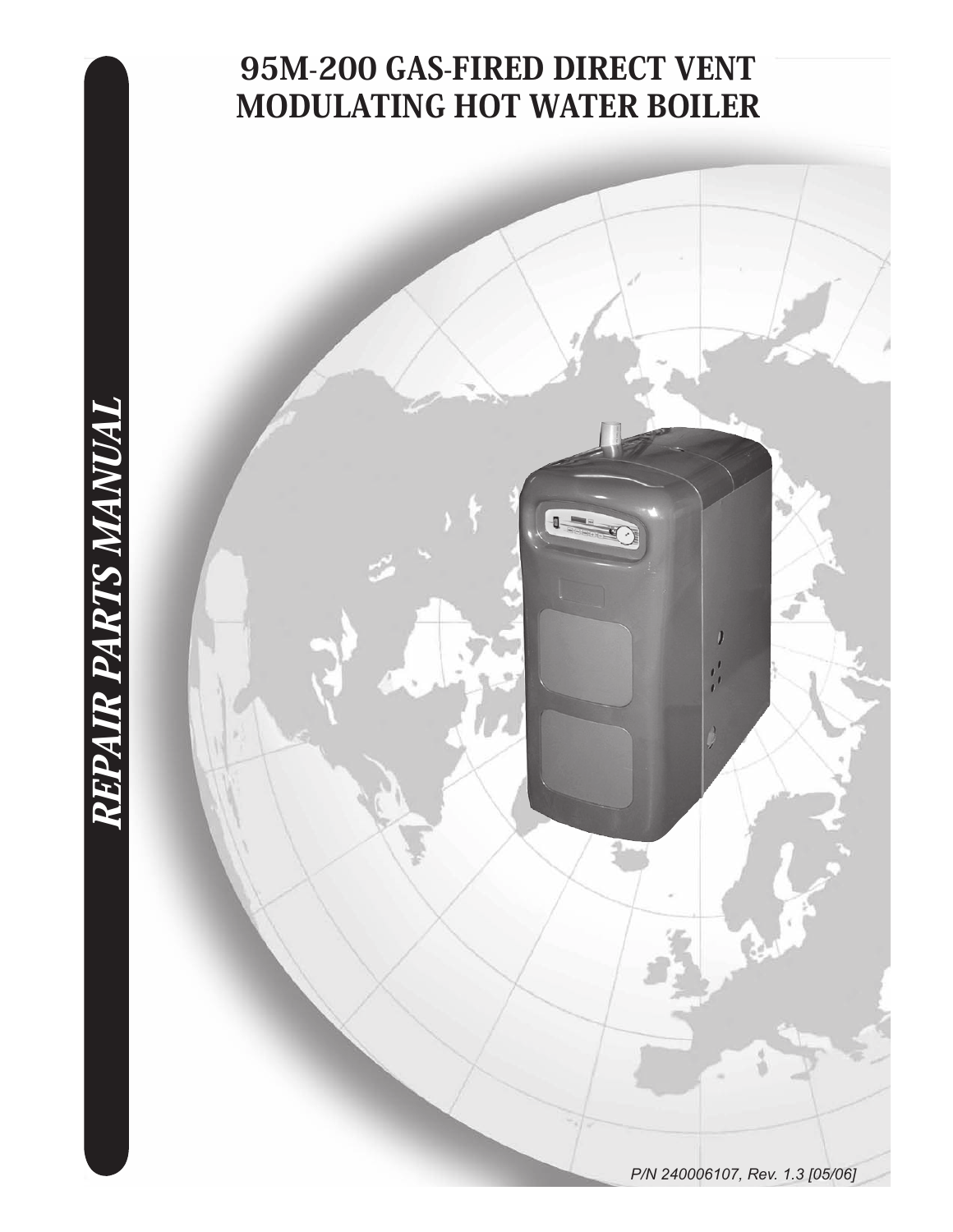# 95M-200 GAS-FIRED DIRECT VENT MODULATING HOT WATER BOILER

*REPAIR PARTS MANUAL*

*P/N 240006107, Rev. 1.3 [05/06]*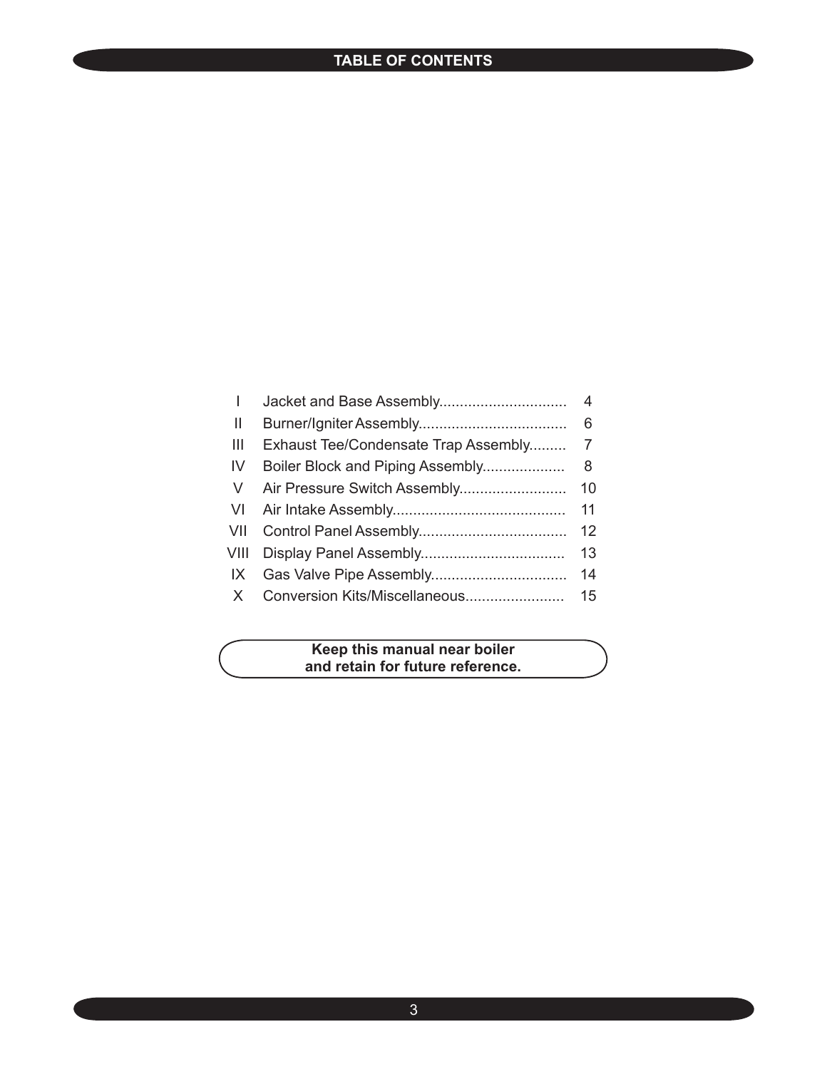# TABLE OF CONTENTS

| | | |
|---|---|---|
| I | Jacket and Base Assembly | 4 |
| II | Burner/Igniter Assembly | 6 |
| III | Exhaust Tee/Condensate Trap Assembly | 7 |
| IV | Boiler Block and Piping Assembly | 8 |
| V | Air Pressure Switch Assembly | 10 |
| VI | Air Intake Assembly | 11 |
| VII | Control Panel Assembly | 12 |
| VIII | Display Panel Assembly | 13 |
| IX | Gas Valve Pipe Assembly | 14 |
| X | Conversion Kits/Miscellaneous | 15 |

**Keep this manual near boiler and retain for future reference.**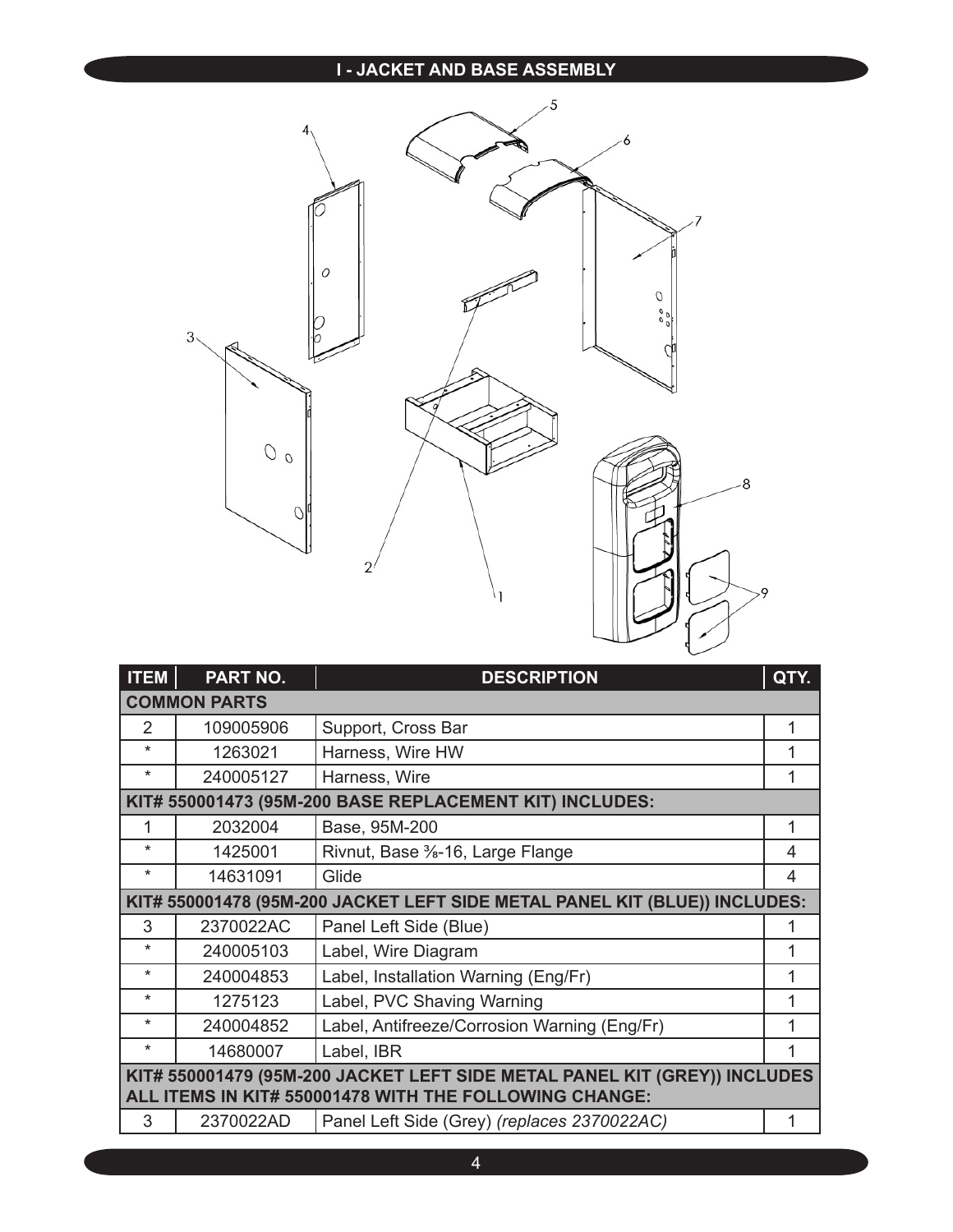## I - JACKET AND BASE ASSEMBLY

| ITEM | PART NO. | DESCRIPTION | QTY. |
|---|---|---|---|
| **COMMON PARTS** | | | |
| 2 | 109005906 | Support, Cross Bar | 1 |
| * | 1263021 | Harness, Wire HW | 1 |
| * | 240005127 | Harness, Wire | 1 |
| **KIT# 550001473 (95M-200 BASE REPLACEMENT KIT) INCLUDES:** | | | |
| 1 | 2032004 | Base, 95M-200 | 1 |
| * | 1425001 | Rivnut, Base ⅜-16, Large Flange | 4 |
| * | 14631091 | Glide | 4 |
| **KIT# 550001478 (95M-200 JACKET LEFT SIDE METAL PANEL KIT (BLUE)) INCLUDES:** | | | |
| 3 | 2370022AC | Panel Left Side (Blue) | 1 |
| * | 240005103 | Label, Wire Diagram | 1 |
| * | 240004853 | Label, Installation Warning (Eng/Fr) | 1 |
| * | 1275123 | Label, PVC Shaving Warning | 1 |
| * | 240004852 | Label, Antifreeze/Corrosion Warning (Eng/Fr) | 1 |
| * | 14680007 | Label, IBR | 1 |
| **KIT# 550001479 (95M-200 JACKET LEFT SIDE METAL PANEL KIT (GREY)) INCLUDES ALL ITEMS IN KIT# 550001478 WITH THE FOLLOWING CHANGE:** | | | |
| 3 | 2370022AD | Panel Left Side (Grey) *(replaces 2370022AC)* | 1 |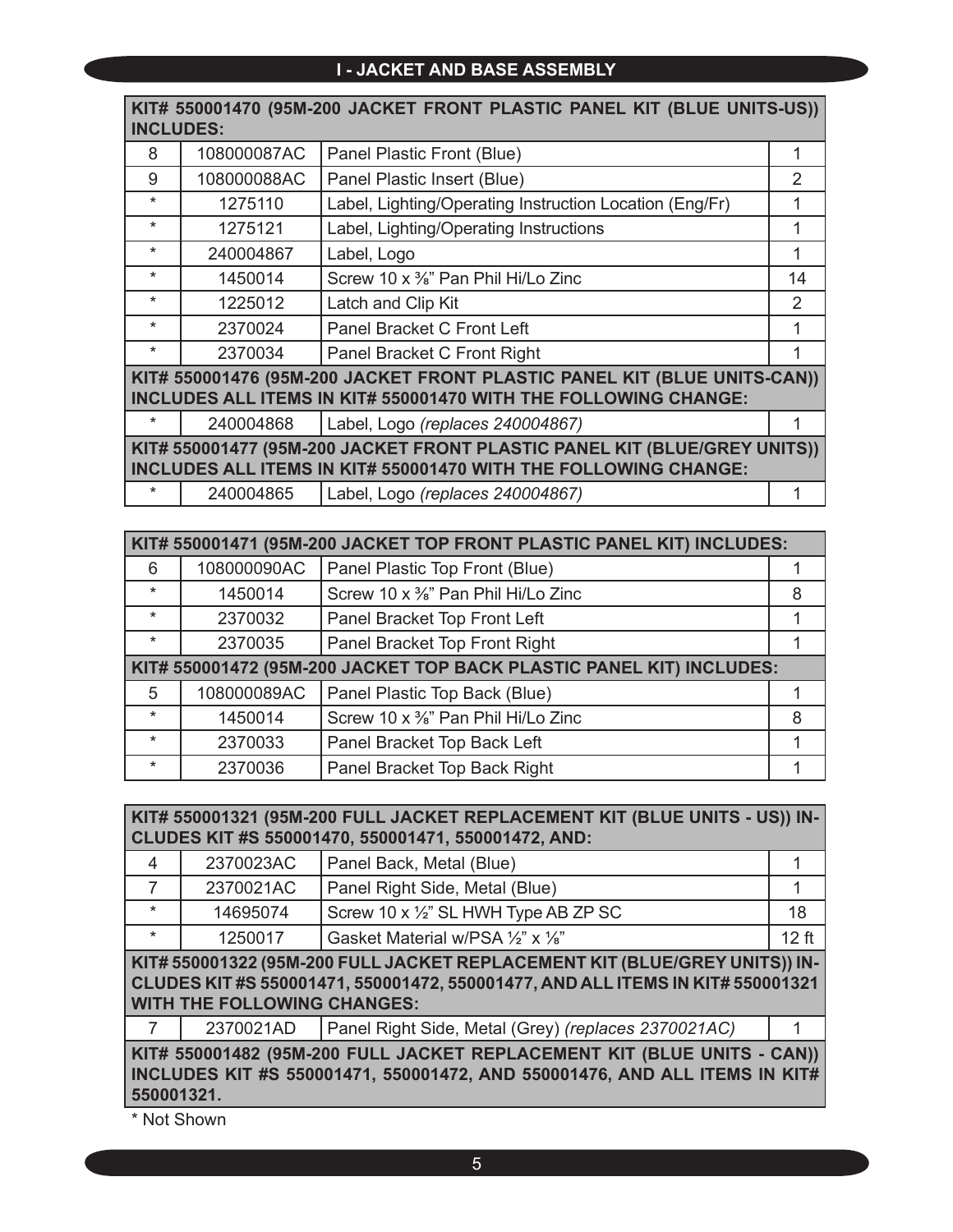## I - JACKET AND BASE ASSEMBLY

| KIT# 550001470 (95M-200 JACKET FRONT PLASTIC PANEL KIT (BLUE UNITS-US)) INCLUDES: | | | |
|---|---|---|---|
| 8 | 108000087AC | Panel Plastic Front (Blue) | 1 |
| 9 | 108000088AC | Panel Plastic Insert (Blue) | 2 |
| * | 1275110 | Label, Lighting/Operating Instruction Location (Eng/Fr) | 1 |
| * | 1275121 | Label, Lighting/Operating Instructions | 1 |
| * | 240004867 | Label, Logo | 1 |
| * | 1450014 | Screw 10 x ⅜" Pan Phil Hi/Lo Zinc | 14 |
| * | 1225012 | Latch and Clip Kit | 2 |
| * | 2370024 | Panel Bracket C Front Left | 1 |
| * | 2370034 | Panel Bracket C Front Right | 1 |
| **KIT# 550001476 (95M-200 JACKET FRONT PLASTIC PANEL KIT (BLUE UNITS-CAN)) INCLUDES ALL ITEMS IN KIT# 550001470 WITH THE FOLLOWING CHANGE:** | | | |
| * | 240004868 | Label, Logo *(replaces 240004867)* | 1 |
| **KIT# 550001477 (95M-200 JACKET FRONT PLASTIC PANEL KIT (BLUE/GREY UNITS)) INCLUDES ALL ITEMS IN KIT# 550001470 WITH THE FOLLOWING CHANGE:** | | | |
| * | 240004865 | Label, Logo *(replaces 240004867)* | 1 |

| KIT# 550001471 (95M-200 JACKET TOP FRONT PLASTIC PANEL KIT) INCLUDES: | | | |
|---|---|---|---|
| 6 | 108000090AC | Panel Plastic Top Front (Blue) | 1 |
| * | 1450014 | Screw 10 x ⅜" Pan Phil Hi/Lo Zinc | 8 |
| * | 2370032 | Panel Bracket Top Front Left | 1 |
| * | 2370035 | Panel Bracket Top Front Right | 1 |
| **KIT# 550001472 (95M-200 JACKET TOP BACK PLASTIC PANEL KIT) INCLUDES:** | | | |
| 5 | 108000089AC | Panel Plastic Top Back (Blue) | 1 |
| * | 1450014 | Screw 10 x ⅜" Pan Phil Hi/Lo Zinc | 8 |
| * | 2370033 | Panel Bracket Top Back Left | 1 |
| * | 2370036 | Panel Bracket Top Back Right | 1 |

| KIT# 550001321 (95M-200 FULL JACKET REPLACEMENT KIT (BLUE UNITS - US)) INCLUDES KIT #S 550001470, 550001471, 550001472, AND: | | | |
|---|---|---|---|
| 4 | 2370023AC | Panel Back, Metal (Blue) | 1 |
| 7 | 2370021AC | Panel Right Side, Metal (Blue) | 1 |
| * | 14695074 | Screw 10 x ½" SL HWH Type AB ZP SC | 18 |
| * | 1250017 | Gasket Material w/PSA ½" x ⅛" | 12 ft |
| **KIT# 550001322 (95M-200 FULL JACKET REPLACEMENT KIT (BLUE/GREY UNITS)) INCLUDES KIT #S 550001471, 550001472, 550001477, AND ALL ITEMS IN KIT# 550001321 WITH THE FOLLOWING CHANGES:** | | | |
| 7 | 2370021AD | Panel Right Side, Metal (Grey) *(replaces 2370021AC)* | 1 |
| **KIT# 550001482 (95M-200 FULL JACKET REPLACEMENT KIT (BLUE UNITS - CAN)) INCLUDES KIT #S 550001471, 550001472, AND 550001476, AND ALL ITEMS IN KIT# 550001321.** | | | |

\* Not Shown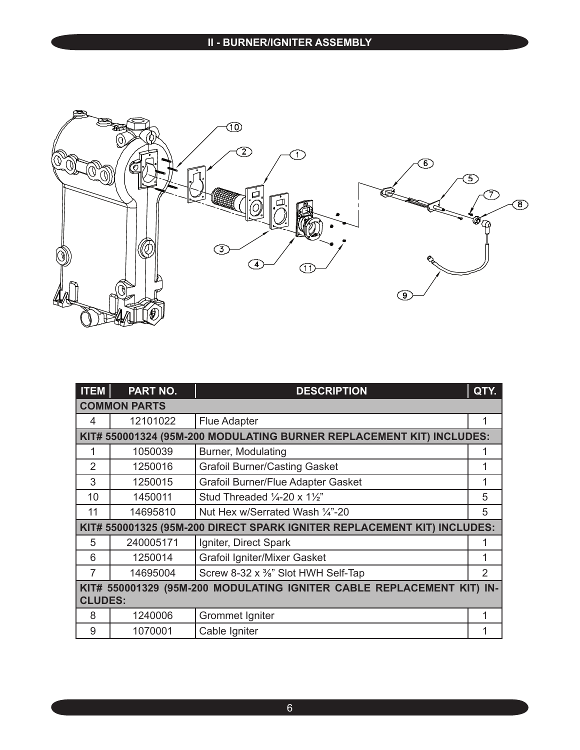## II - BURNER/IGNITER ASSEMBLY

| ITEM | PART NO. | DESCRIPTION | QTY. |
|---|---|---|---|
| **COMMON PARTS** | | | |
| 4 | 12101022 | Flue Adapter | 1 |
| **KIT# 550001324 (95M-200 MODULATING BURNER REPLACEMENT KIT) INCLUDES:** | | | |
| 1 | 1050039 | Burner, Modulating | 1 |
| 2 | 1250016 | Grafoil Burner/Casting Gasket | 1 |
| 3 | 1250015 | Grafoil Burner/Flue Adapter Gasket | 1 |
| 10 | 1450011 | Stud Threaded ¼-20 x 1½" | 5 |
| 11 | 14695810 | Nut Hex w/Serrated Wash ¼"-20 | 5 |
| **KIT# 550001325 (95M-200 DIRECT SPARK IGNITER REPLACEMENT KIT) INCLUDES:** | | | |
| 5 | 240005171 | Igniter, Direct Spark | 1 |
| 6 | 1250014 | Grafoil Igniter/Mixer Gasket | 1 |
| 7 | 14695004 | Screw 8-32 x ⅜" Slot HWH Self-Tap | 2 |
| **KIT# 550001329 (95M-200 MODULATING IGNITER CABLE REPLACEMENT KIT) INCLUDES:** | | | |
| 8 | 1240006 | Grommet Igniter | 1 |
| 9 | 1070001 | Cable Igniter | 1 |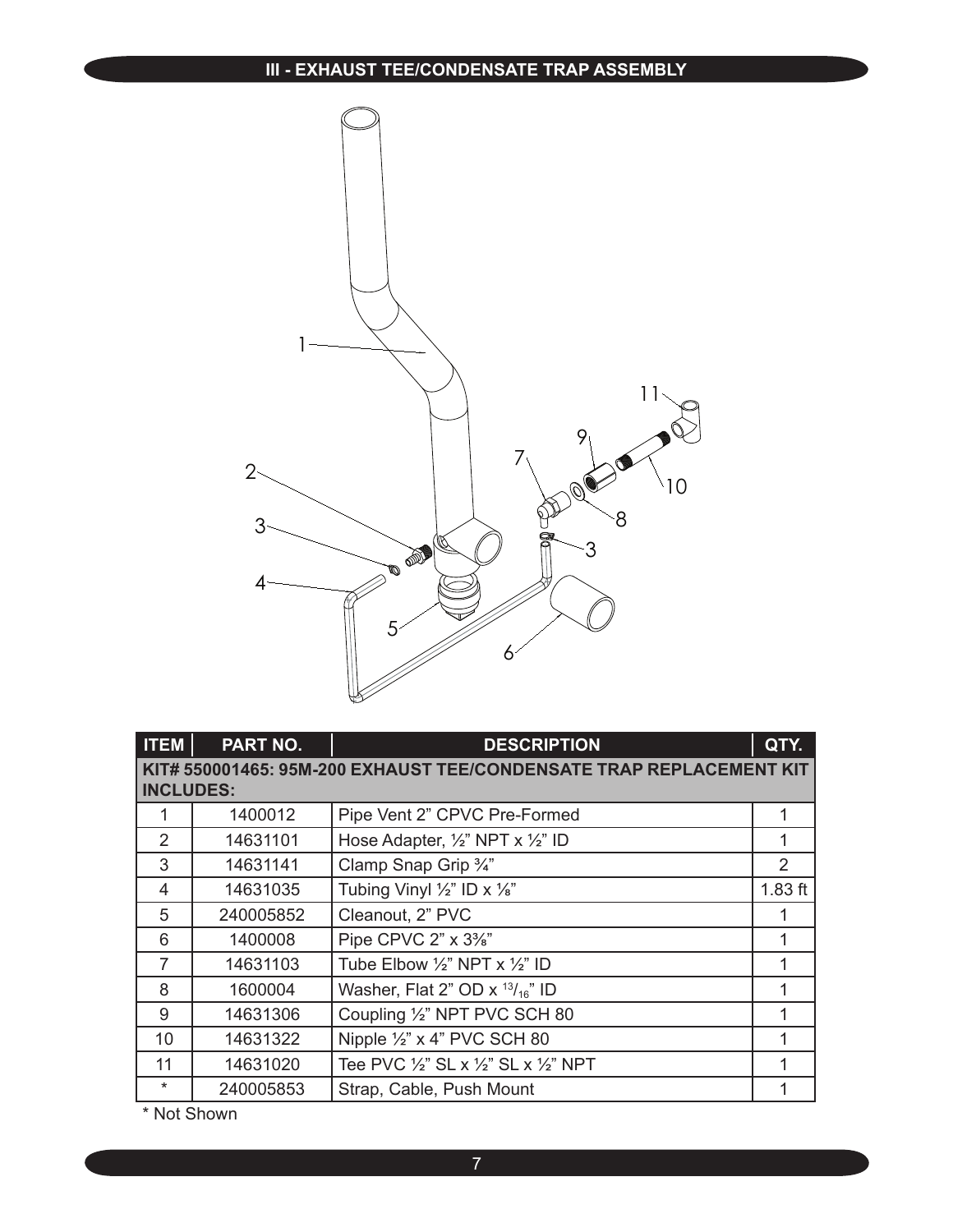## III - EXHAUST TEE/CONDENSATE TRAP ASSEMBLY

| ITEM | PART NO. | DESCRIPTION | QTY. |
|---|---|---|---|
| **KIT# 550001465: 95M-200 EXHAUST TEE/CONDENSATE TRAP REPLACEMENT KIT INCLUDES:** | | | |
| 1 | 1400012 | Pipe Vent 2" CPVC Pre-Formed | 1 |
| 2 | 14631101 | Hose Adapter, ½" NPT x ½" ID | 1 |
| 3 | 14631141 | Clamp Snap Grip ¾" | 2 |
| 4 | 14631035 | Tubing Vinyl ½" ID x ⅛" | 1.83 ft |
| 5 | 240005852 | Cleanout, 2" PVC | 1 |
| 6 | 1400008 | Pipe CPVC 2" x 3⅜" | 1 |
| 7 | 14631103 | Tube Elbow ½" NPT x ½" ID | 1 |
| 8 | 1600004 | Washer, Flat 2" OD x 13/16" ID | 1 |
| 9 | 14631306 | Coupling ½" NPT PVC SCH 80 | 1 |
| 10 | 14631322 | Nipple ½" x 4" PVC SCH 80 | 1 |
| 11 | 14631020 | Tee PVC ½" SL x ½" SL x ½" NPT | 1 |
| * | 240005853 | Strap, Cable, Push Mount | 1 |

\* Not Shown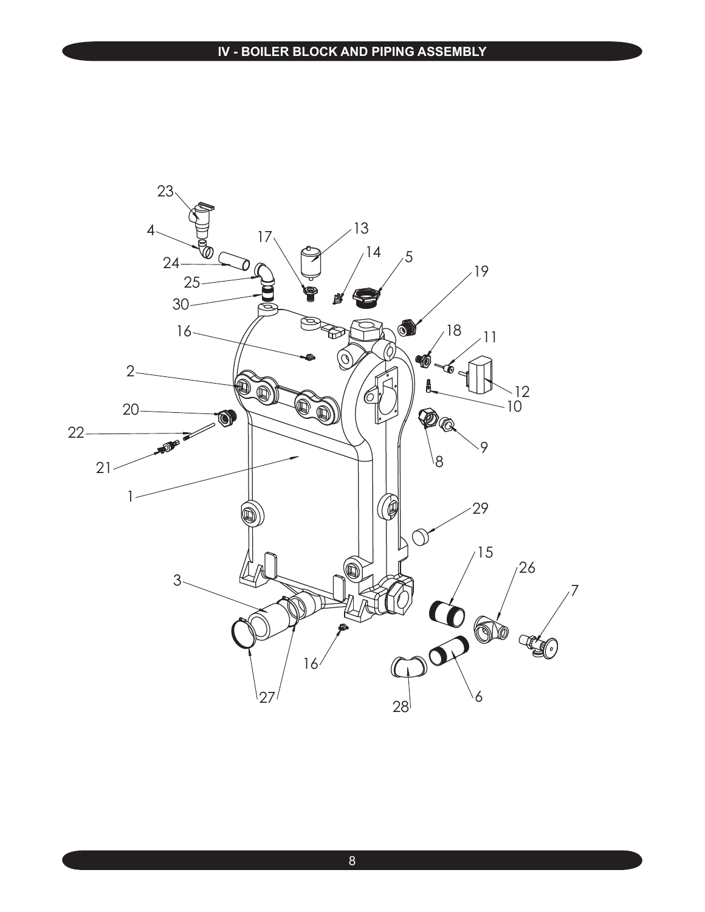# IV - BOILER BLOCK AND PIPING ASSEMBLY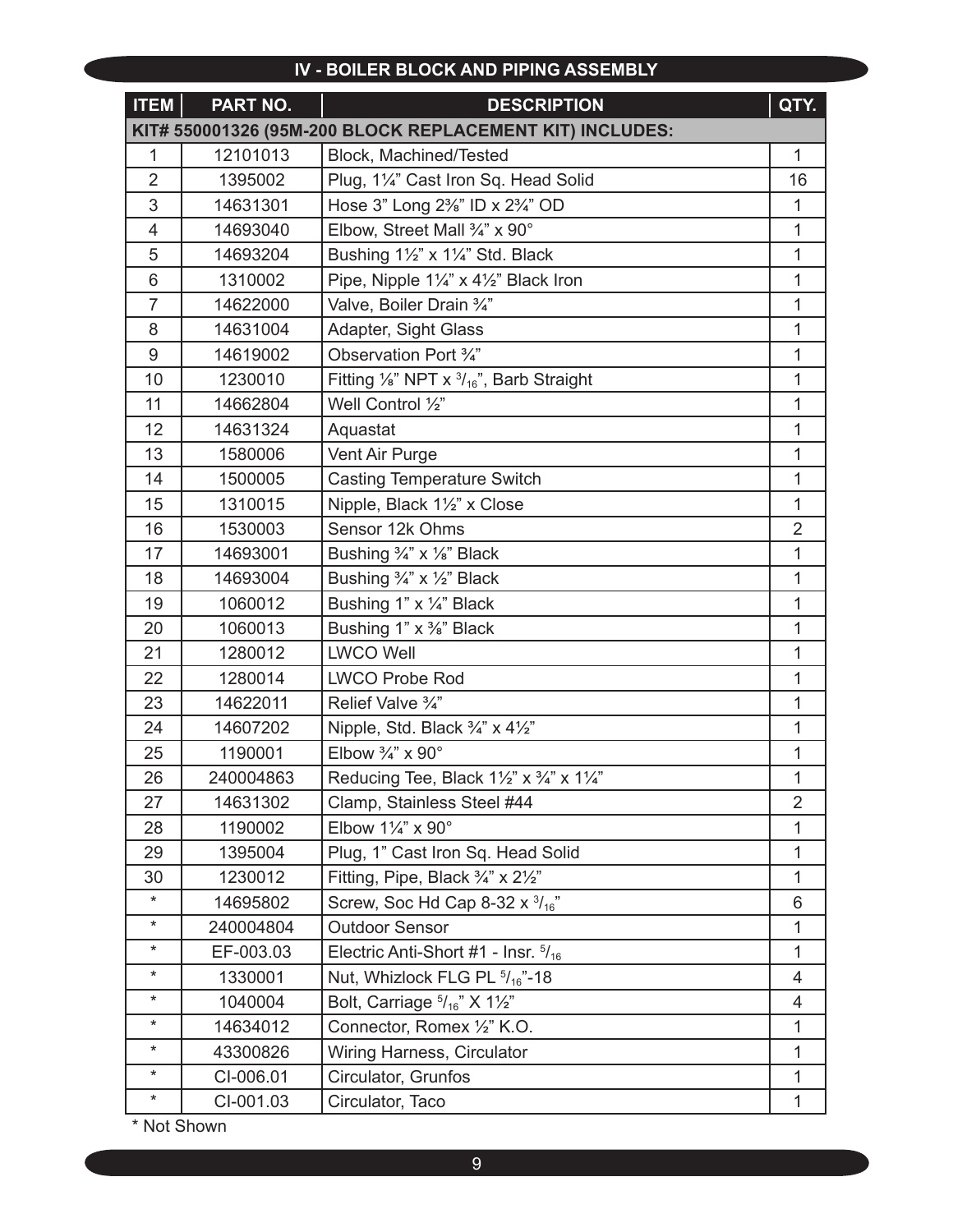## IV - BOILER BLOCK AND PIPING ASSEMBLY

| ITEM | PART NO. | DESCRIPTION | QTY. |
|---|---|---|---|
| **KIT# 550001326 (95M-200 BLOCK REPLACEMENT KIT) INCLUDES:** | | | |
| 1 | 12101013 | Block, Machined/Tested | 1 |
| 2 | 1395002 | Plug, 1¼" Cast Iron Sq. Head Solid | 16 |
| 3 | 14631301 | Hose 3" Long 2⅜" ID x 2¾" OD | 1 |
| 4 | 14693040 | Elbow, Street Mall ¾" x 90° | 1 |
| 5 | 14693204 | Bushing 1½" x 1¼" Std. Black | 1 |
| 6 | 1310002 | Pipe, Nipple 1¼" x 4½" Black Iron | 1 |
| 7 | 14622000 | Valve, Boiler Drain ¾" | 1 |
| 8 | 14631004 | Adapter, Sight Glass | 1 |
| 9 | 14619002 | Observation Port ¾" | 1 |
| 10 | 1230010 | Fitting ⅛" NPT x 3/16", Barb Straight | 1 |
| 11 | 14662804 | Well Control ½" | 1 |
| 12 | 14631324 | Aquastat | 1 |
| 13 | 1580006 | Vent Air Purge | 1 |
| 14 | 1500005 | Casting Temperature Switch | 1 |
| 15 | 1310015 | Nipple, Black 1½" x Close | 1 |
| 16 | 1530003 | Sensor 12k Ohms | 2 |
| 17 | 14693001 | Bushing ¾" x ⅛" Black | 1 |
| 18 | 14693004 | Bushing ¾" x ½" Black | 1 |
| 19 | 1060012 | Bushing 1" x ¼" Black | 1 |
| 20 | 1060013 | Bushing 1" x ⅜" Black | 1 |
| 21 | 1280012 | LWCO Well | 1 |
| 22 | 1280014 | LWCO Probe Rod | 1 |
| 23 | 14622011 | Relief Valve ¾" | 1 |
| 24 | 14607202 | Nipple, Std. Black ¾" x 4½" | 1 |
| 25 | 1190001 | Elbow ¾" x 90° | 1 |
| 26 | 240004863 | Reducing Tee, Black 1½" x ¾" x 1¼" | 1 |
| 27 | 14631302 | Clamp, Stainless Steel #44 | 2 |
| 28 | 1190002 | Elbow 1¼" x 90° | 1 |
| 29 | 1395004 | Plug, 1" Cast Iron Sq. Head Solid | 1 |
| 30 | 1230012 | Fitting, Pipe, Black ¾" x 2½" | 1 |
| * | 14695802 | Screw, Soc Hd Cap 8-32 x 3/16" | 6 |
| * | 240004804 | Outdoor Sensor | 1 |
| * | EF-003.03 | Electric Anti-Short #1 - Insr. 5/16 | 1 |
| * | 1330001 | Nut, Whizlock FLG PL 5/16"-18 | 4 |
| * | 1040004 | Bolt, Carriage 5/16" X 1½" | 4 |
| * | 14634012 | Connector, Romex ½" K.O. | 1 |
| * | 43300826 | Wiring Harness, Circulator | 1 |
| * | CI-006.01 | Circulator, Grunfos | 1 |
| * | CI-001.03 | Circulator, Taco | 1 |

\* Not Shown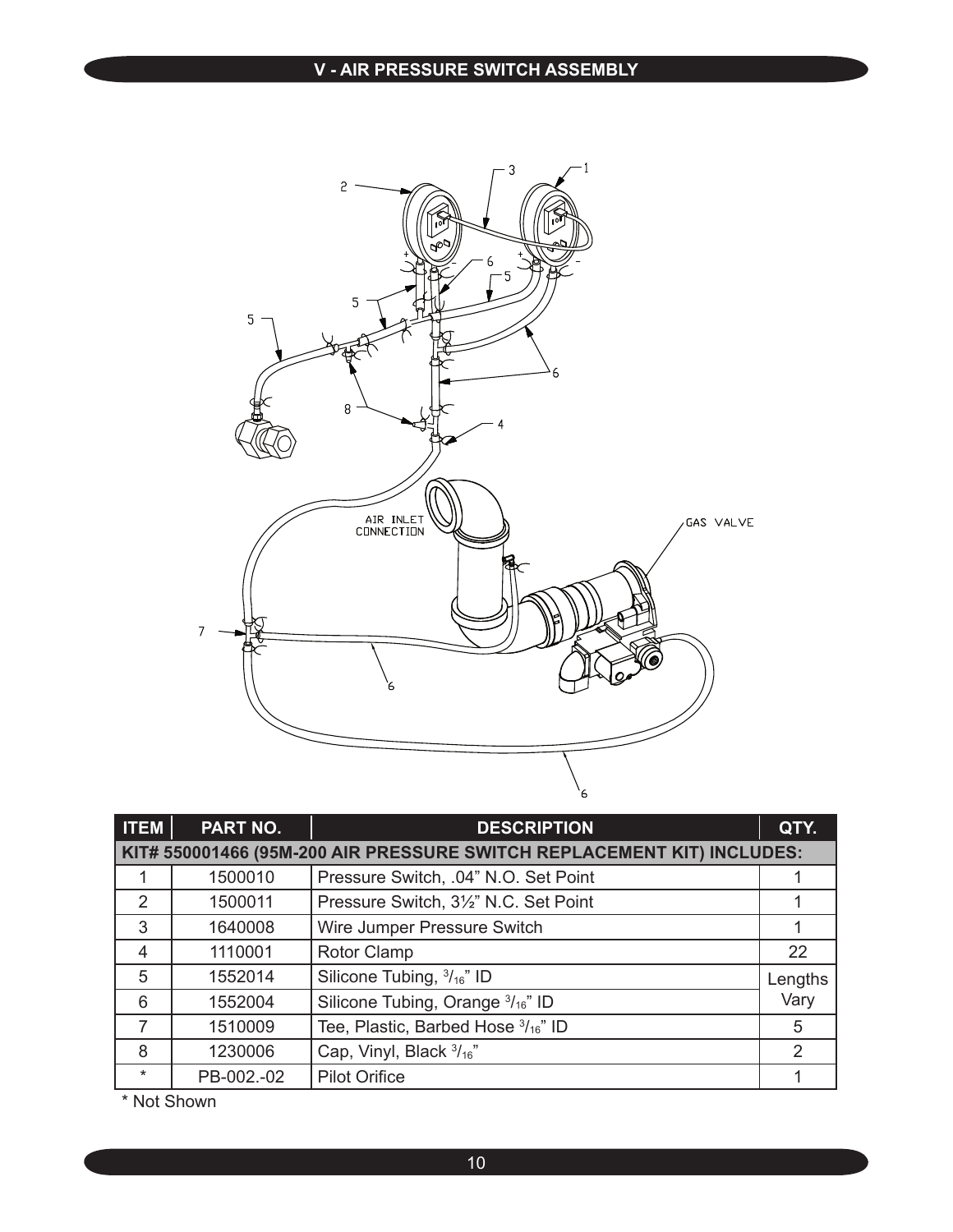## V - AIR PRESSURE SWITCH ASSEMBLY

| ITEM | PART NO. | DESCRIPTION | QTY. |
|---|---|---|---|
| KIT# 550001466 (95M-200 AIR PRESSURE SWITCH REPLACEMENT KIT) INCLUDES: | | | |
| 1 | 1500010 | Pressure Switch, .04" N.O. Set Point | 1 |
| 2 | 1500011 | Pressure Switch, 3½" N.C. Set Point | 1 |
| 3 | 1640008 | Wire Jumper Pressure Switch | 1 |
| 4 | 1110001 | Rotor Clamp | 22 |
| 5 | 1552014 | Silicone Tubing, $^{3}/_{16}$" ID | Lengths Vary |
| 6 | 1552004 | Silicone Tubing, Orange $^{3}/_{16}$" ID | |
| 7 | 1510009 | Tee, Plastic, Barbed Hose $^{3}/_{16}$" ID | 5 |
| 8 | 1230006 | Cap, Vinyl, Black $^{3}/_{16}$" | 2 |
| * | PB-002.-02 | Pilot Orifice | 1 |

* Not Shown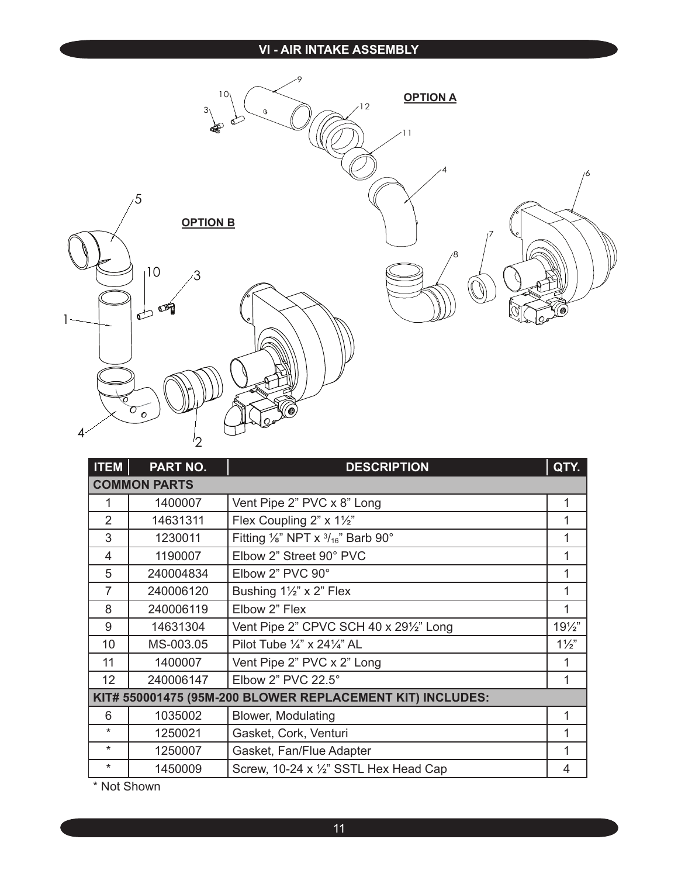# VI - AIR INTAKE ASSEMBLY

**OPTION A**

**OPTION B**

| ITEM | PART NO. | DESCRIPTION | QTY. |
|---|---|---|---|
| **COMMON PARTS** | | | |
| 1 | 1400007 | Vent Pipe 2" PVC x 8" Long | 1 |
| 2 | 14631311 | Flex Coupling 2" x 1½" | 1 |
| 3 | 1230011 | Fitting ⅛" NPT x 3/16" Barb 90° | 1 |
| 4 | 1190007 | Elbow 2" Street 90° PVC | 1 |
| 5 | 240004834 | Elbow 2" PVC 90° | 1 |
| 7 | 240006120 | Bushing 1½" x 2" Flex | 1 |
| 8 | 240006119 | Elbow 2" Flex | 1 |
| 9 | 14631304 | Vent Pipe 2" CPVC SCH 40 x 29½" Long | 19½" |
| 10 | MS-003.05 | Pilot Tube ¼" x 24¼" AL | 1½" |
| 11 | 1400007 | Vent Pipe 2" PVC x 2" Long | 1 |
| 12 | 240006147 | Elbow 2" PVC 22.5° | 1 |
| **KIT# 550001475 (95M-200 BLOWER REPLACEMENT KIT) INCLUDES:** | | | |
| 6 | 1035002 | Blower, Modulating | 1 |
| * | 1250021 | Gasket, Cork, Venturi | 1 |
| * | 1250007 | Gasket, Fan/Flue Adapter | 1 |
| * | 1450009 | Screw, 10-24 x ½" SSTL Hex Head Cap | 4 |

* Not Shown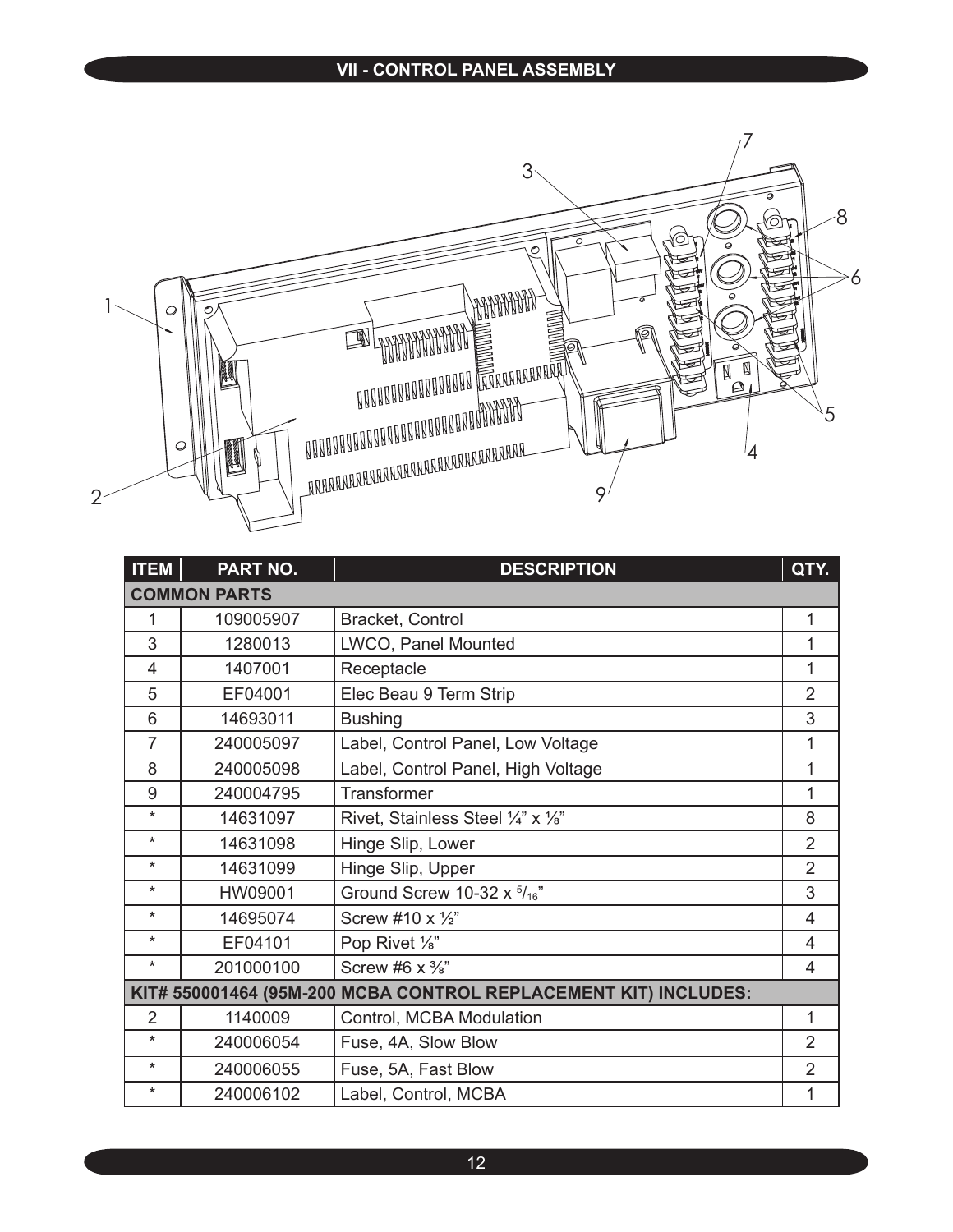# VII - CONTROL PANEL ASSEMBLY

| ITEM | PART NO. | DESCRIPTION | QTY. |
|---|---|---|---|
| **COMMON PARTS** | | | |
| 1 | 109005907 | Bracket, Control | 1 |
| 3 | 1280013 | LWCO, Panel Mounted | 1 |
| 4 | 1407001 | Receptacle | 1 |
| 5 | EF04001 | Elec Beau 9 Term Strip | 2 |
| 6 | 14693011 | Bushing | 3 |
| 7 | 240005097 | Label, Control Panel, Low Voltage | 1 |
| 8 | 240005098 | Label, Control Panel, High Voltage | 1 |
| 9 | 240004795 | Transformer | 1 |
| * | 14631097 | Rivet, Stainless Steel ¼" x ⅛" | 8 |
| * | 14631098 | Hinge Slip, Lower | 2 |
| * | 14631099 | Hinge Slip, Upper | 2 |
| * | HW09001 | Ground Screw 10-32 x $^{5}/_{16}$" | 3 |
| * | 14695074 | Screw #10 x ½" | 4 |
| * | EF04101 | Pop Rivet ⅛" | 4 |
| * | 201000100 | Screw #6 x ⅜" | 4 |
| **KIT# 550001464 (95M-200 MCBA CONTROL REPLACEMENT KIT) INCLUDES:** | | | |
| 2 | 1140009 | Control, MCBA Modulation | 1 |
| * | 240006054 | Fuse, 4A, Slow Blow | 2 |
| * | 240006055 | Fuse, 5A, Fast Blow | 2 |
| * | 240006102 | Label, Control, MCBA | 1 |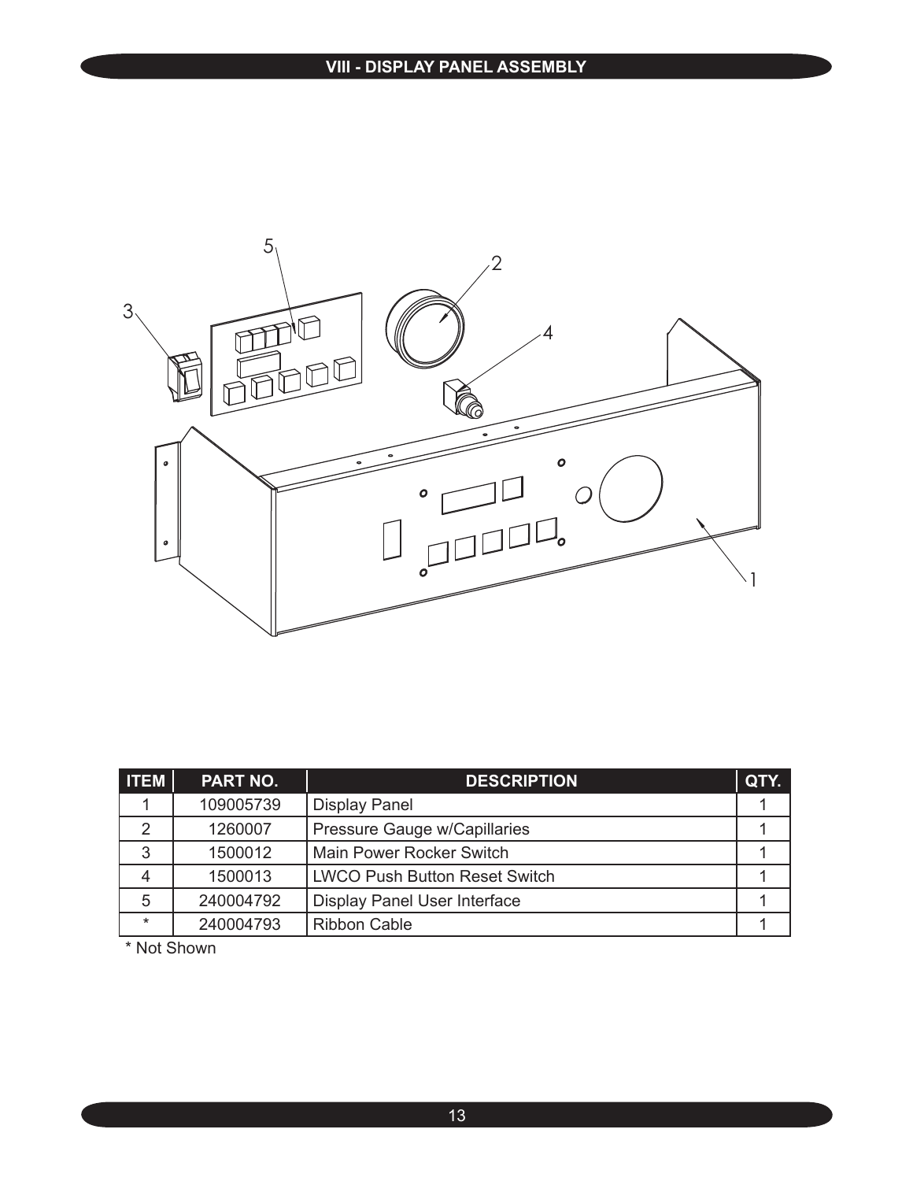## VIII - DISPLAY PANEL ASSEMBLY

| ITEM | PART NO. | DESCRIPTION | QTY. |
|---|---|---|---|
| 1 | 109005739 | Display Panel | 1 |
| 2 | 1260007 | Pressure Gauge w/Capillaries | 1 |
| 3 | 1500012 | Main Power Rocker Switch | 1 |
| 4 | 1500013 | LWCO Push Button Reset Switch | 1 |
| 5 | 240004792 | Display Panel User Interface | 1 |
| * | 240004793 | Ribbon Cable | 1 |

* Not Shown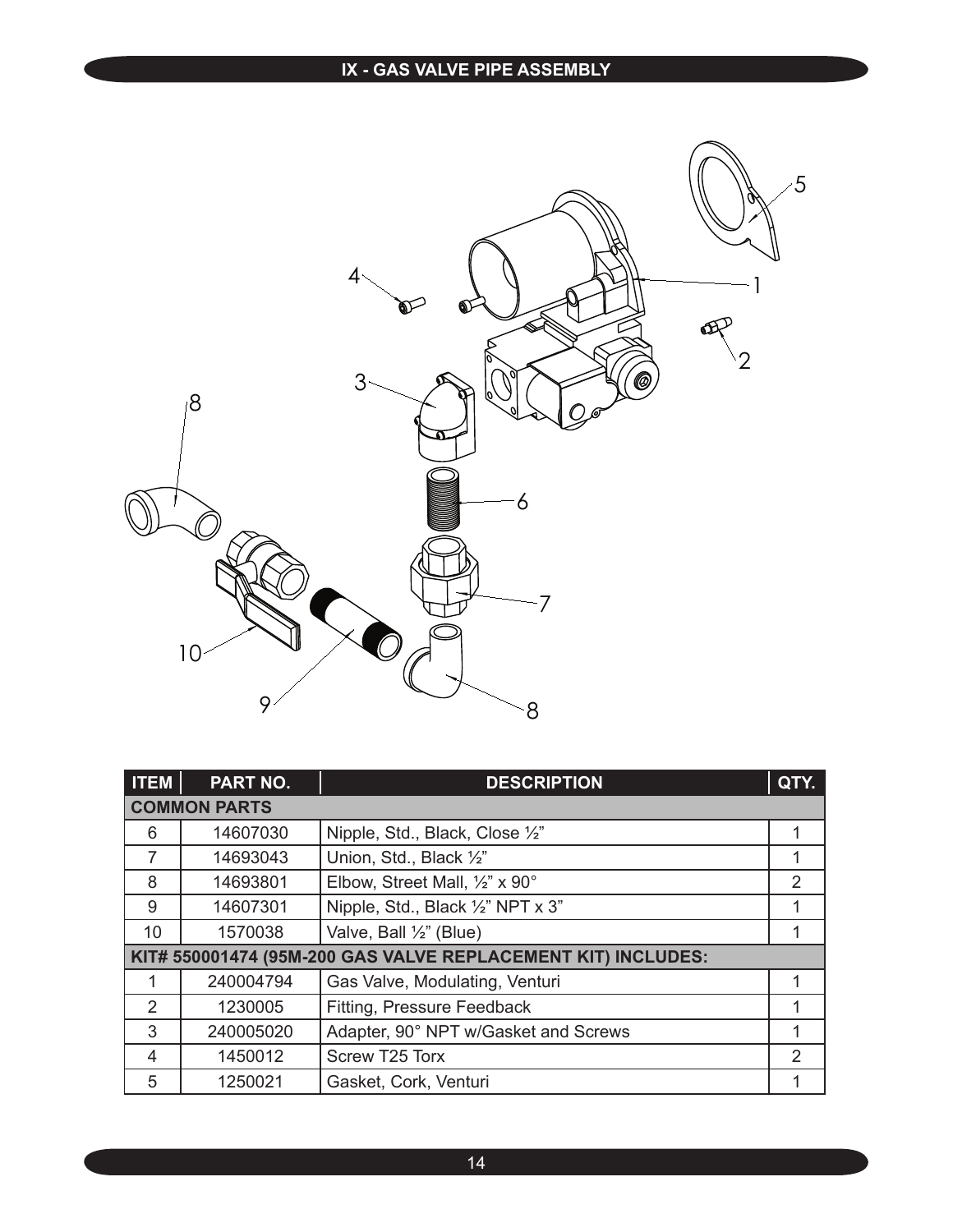## IX - GAS VALVE PIPE ASSEMBLY

| ITEM | PART NO. | DESCRIPTION | QTY. |
|---|---|---|---|
| **COMMON PARTS** | | | |
| 6 | 14607030 | Nipple, Std., Black, Close ½” | 1 |
| 7 | 14693043 | Union, Std., Black ½” | 1 |
| 8 | 14693801 | Elbow, Street Mall, ½” x 90° | 2 |
| 9 | 14607301 | Nipple, Std., Black ½” NPT x 3” | 1 |
| 10 | 1570038 | Valve, Ball ½” (Blue) | 1 |
| **KIT# 550001474 (95M-200 GAS VALVE REPLACEMENT KIT) INCLUDES:** | | | |
| 1 | 240004794 | Gas Valve, Modulating, Venturi | 1 |
| 2 | 1230005 | Fitting, Pressure Feedback | 1 |
| 3 | 240005020 | Adapter, 90° NPT w/Gasket and Screws | 1 |
| 4 | 1450012 | Screw T25 Torx | 2 |
| 5 | 1250021 | Gasket, Cork, Venturi | 1 |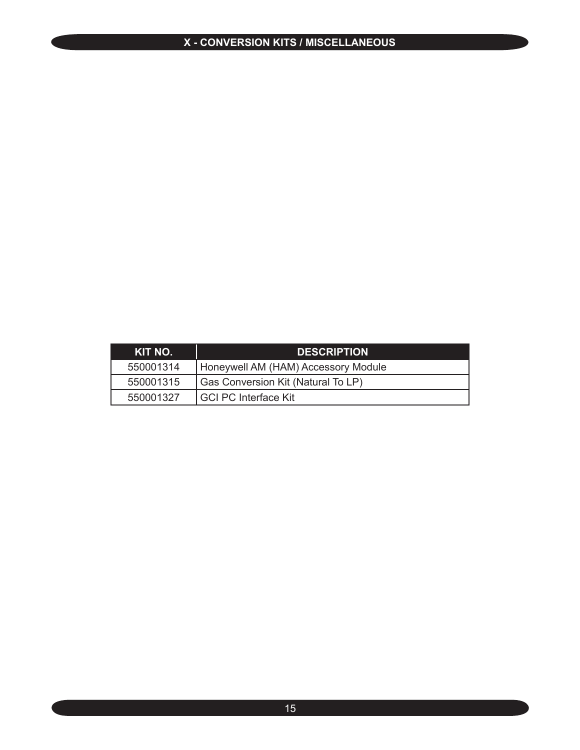# X - CONVERSION KITS / MISCELLANEOUS

| KIT NO. | DESCRIPTION |
|---|---|
| 550001314 | Honeywell AM (HAM) Accessory Module |
| 550001315 | Gas Conversion Kit (Natural To LP) |
| 550001327 | GCI PC Interface Kit |